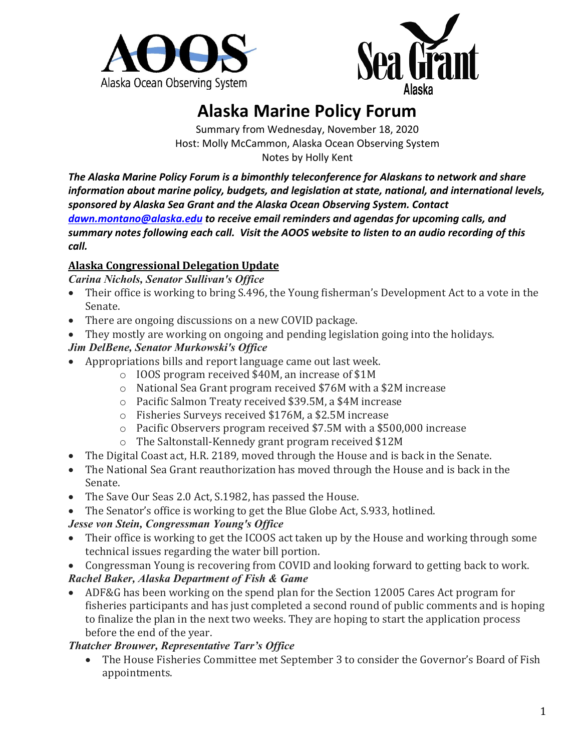# Alaska Marine Policy Forum

Summary from Wednesday, November 18, 2020
Host: Molly McCammon, Alaska Ocean Observing System
Notes by Holly Kent

***The Alaska Marine Policy Forum is a bimonthly teleconference for Alaskans to network and share information about marine policy, budgets, and legislation at state, national, and international levels, sponsored by Alaska Sea Grant and the Alaska Ocean Observing System. Contact [dawn.montano@alaska.edu](mailto:dawn.montano@alaska.edu) to receive email reminders and agendas for upcoming calls, and summary notes following each call. Visit the AOOS website to listen to an audio recording of this call.***

## Alaska Congressional Delegation Update

***Carina Nichols, Senator Sullivan's Office***

- Their office is working to bring S.496, the Young fisherman's Development Act to a vote in the Senate.
- There are ongoing discussions on a new COVID package.
- They mostly are working on ongoing and pending legislation going into the holidays.

***Jim DelBene, Senator Murkowski's Office***

- Appropriations bills and report language came out last week.
    - IOOS program received $40M, an increase of $1M
    - National Sea Grant program received $76M with a $2M increase
    - Pacific Salmon Treaty received $39.5M, a $4M increase
    - Fisheries Surveys received $176M, a $2.5M increase
    - Pacific Observers program received $7.5M with a $500,000 increase
    - The Saltonstall-Kennedy grant program received $12M
- The Digital Coast act, H.R. 2189, moved through the House and is back in the Senate.
- The National Sea Grant reauthorization has moved through the House and is back in the Senate.
- The Save Our Seas 2.0 Act, S.1982, has passed the House.
- The Senator's office is working to get the Blue Globe Act, S.933, hotlined.

***Jesse von Stein, Congressman Young's Office***

- Their office is working to get the ICOOS act taken up by the House and working through some technical issues regarding the water bill portion.
- Congressman Young is recovering from COVID and looking forward to getting back to work.

***Rachel Baker, Alaska Department of Fish & Game***

- ADF&G has been working on the spend plan for the Section 12005 Cares Act program for fisheries participants and has just completed a second round of public comments and is hoping to finalize the plan in the next two weeks. They are hoping to start the application process before the end of the year.

***Thatcher Brouwer, Representative Tarr's Office***

- The House Fisheries Committee met September 3 to consider the Governor's Board of Fish appointments.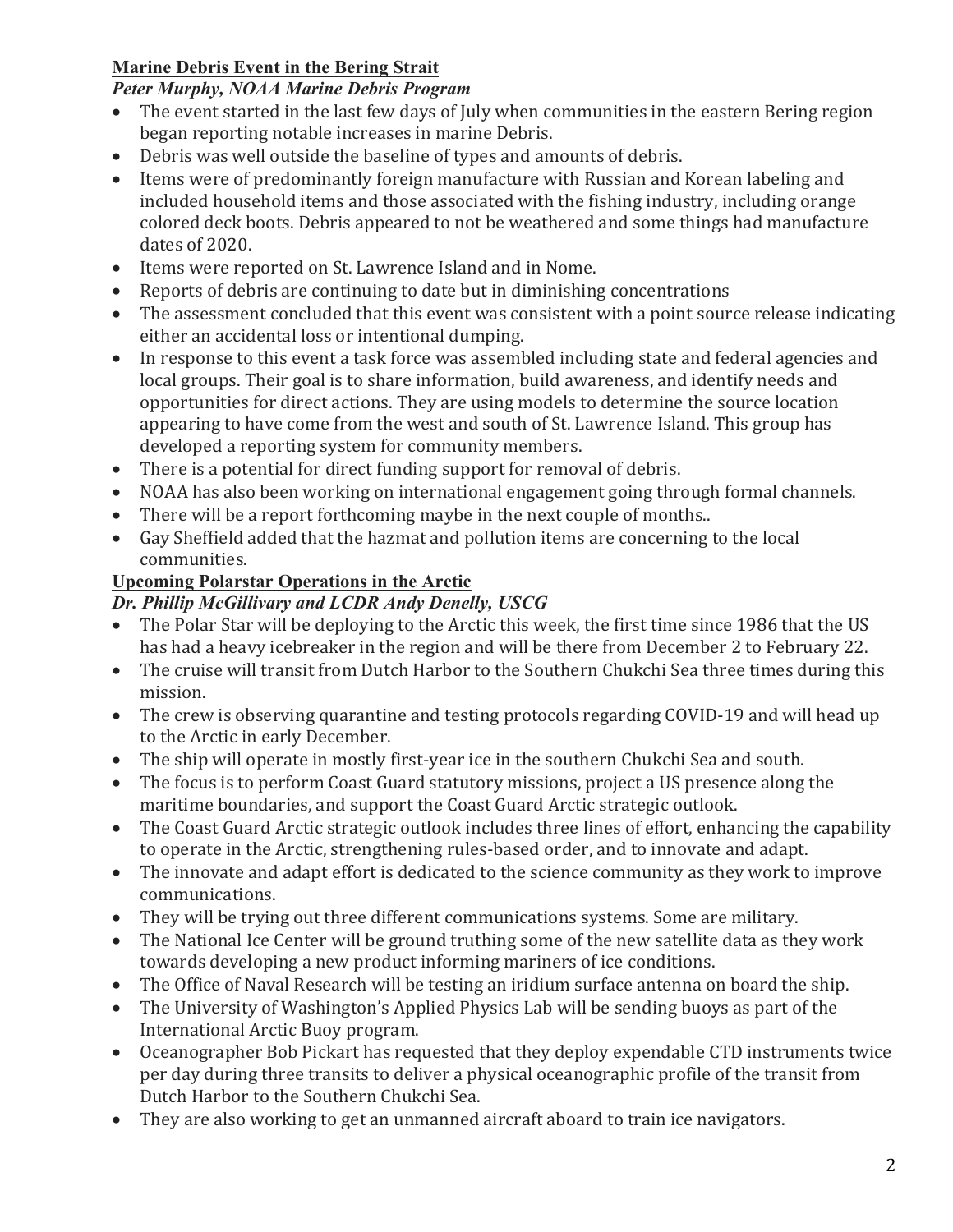**Marine Debris Event in the Bering Strait**

***Peter Murphy, NOAA Marine Debris Program***

- The event started in the last few days of July when communities in the eastern Bering region began reporting notable increases in marine Debris.
- Debris was well outside the baseline of types and amounts of debris.
- Items were of predominantly foreign manufacture with Russian and Korean labeling and included household items and those associated with the fishing industry, including orange colored deck boots. Debris appeared to not be weathered and some things had manufacture dates of 2020.
- Items were reported on St. Lawrence Island and in Nome.
- Reports of debris are continuing to date but in diminishing concentrations
- The assessment concluded that this event was consistent with a point source release indicating either an accidental loss or intentional dumping.
- In response to this event a task force was assembled including state and federal agencies and local groups. Their goal is to share information, build awareness, and identify needs and opportunities for direct actions. They are using models to determine the source location appearing to have come from the west and south of St. Lawrence Island. This group has developed a reporting system for community members.
- There is a potential for direct funding support for removal of debris.
- NOAA has also been working on international engagement going through formal channels.
- There will be a report forthcoming maybe in the next couple of months..
- Gay Sheffield added that the hazmat and pollution items are concerning to the local communities.

**Upcoming Polarstar Operations in the Arctic**

***Dr. Phillip McGillivary and LCDR Andy Denelly, USCG***

- The Polar Star will be deploying to the Arctic this week, the first time since 1986 that the US has had a heavy icebreaker in the region and will be there from December 2 to February 22.
- The cruise will transit from Dutch Harbor to the Southern Chukchi Sea three times during this mission.
- The crew is observing quarantine and testing protocols regarding COVID-19 and will head up to the Arctic in early December.
- The ship will operate in mostly first-year ice in the southern Chukchi Sea and south.
- The focus is to perform Coast Guard statutory missions, project a US presence along the maritime boundaries, and support the Coast Guard Arctic strategic outlook.
- The Coast Guard Arctic strategic outlook includes three lines of effort, enhancing the capability to operate in the Arctic, strengthening rules-based order, and to innovate and adapt.
- The innovate and adapt effort is dedicated to the science community as they work to improve communications.
- They will be trying out three different communications systems. Some are military.
- The National Ice Center will be ground truthing some of the new satellite data as they work towards developing a new product informing mariners of ice conditions.
- The Office of Naval Research will be testing an iridium surface antenna on board the ship.
- The University of Washington's Applied Physics Lab will be sending buoys as part of the International Arctic Buoy program.
- Oceanographer Bob Pickart has requested that they deploy expendable CTD instruments twice per day during three transits to deliver a physical oceanographic profile of the transit from Dutch Harbor to the Southern Chukchi Sea.
- They are also working to get an unmanned aircraft aboard to train ice navigators.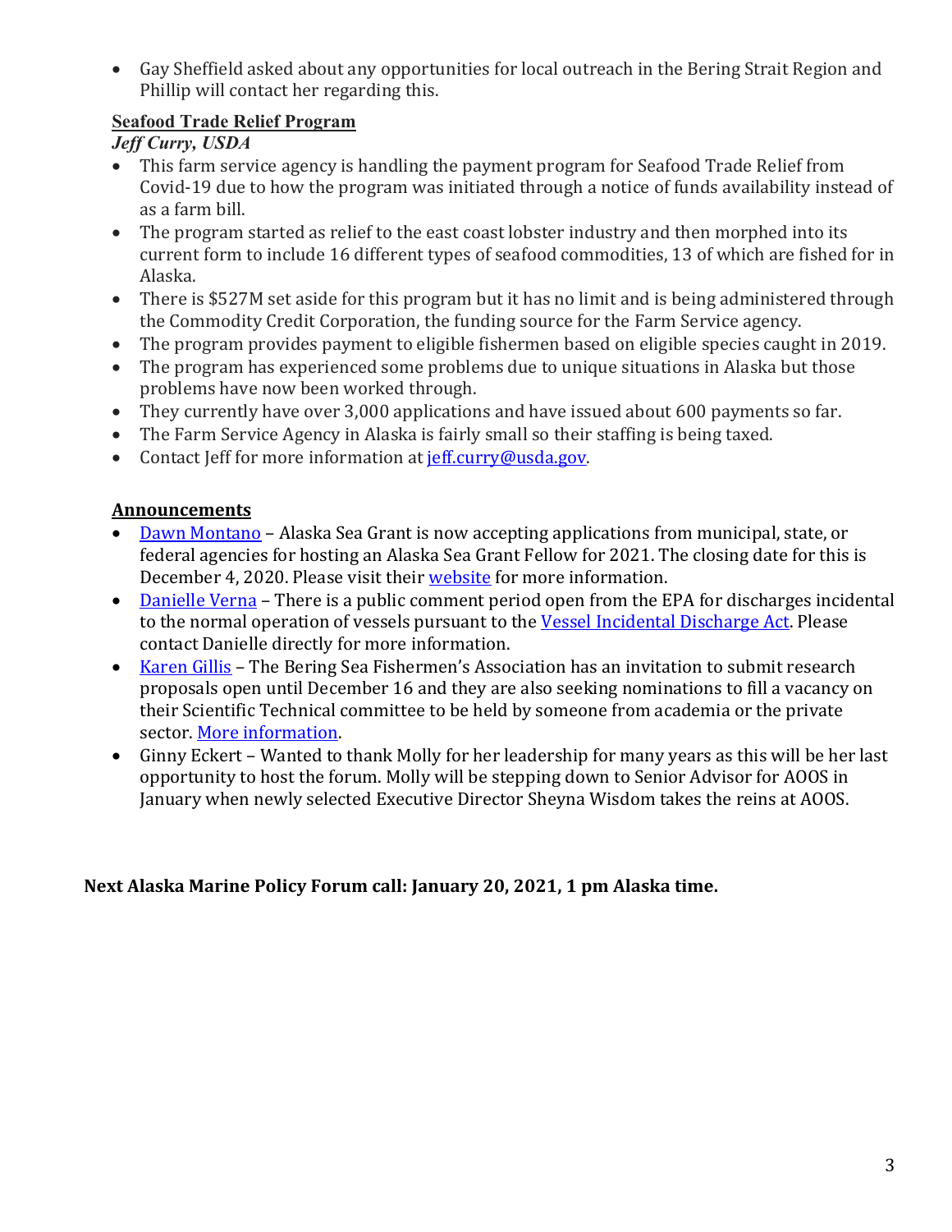- Gay Sheffield asked about any opportunities for local outreach in the Bering Strait Region and Phillip will contact her regarding this.

## Seafood Trade Relief Program

***Jeff Curry, USDA***

- This farm service agency is handling the payment program for Seafood Trade Relief from Covid-19 due to how the program was initiated through a notice of funds availability instead of as a farm bill.
- The program started as relief to the east coast lobster industry and then morphed into its current form to include 16 different types of seafood commodities, 13 of which are fished for in Alaska.
- There is $527M set aside for this program but it has no limit and is being administered through the Commodity Credit Corporation, the funding source for the Farm Service agency.
- The program provides payment to eligible fishermen based on eligible species caught in 2019.
- The program has experienced some problems due to unique situations in Alaska but those problems have now been worked through.
- They currently have over 3,000 applications and have issued about 600 payments so far.
- The Farm Service Agency in Alaska is fairly small so their staffing is being taxed.
- Contact Jeff for more information at jeff.curry@usda.gov.

## Announcements

- Dawn Montano – Alaska Sea Grant is now accepting applications from municipal, state, or federal agencies for hosting an Alaska Sea Grant Fellow for 2021. The closing date for this is December 4, 2020. Please visit their website for more information.
- Danielle Verna – There is a public comment period open from the EPA for discharges incidental to the normal operation of vessels pursuant to the Vessel Incidental Discharge Act. Please contact Danielle directly for more information.
- Karen Gillis – The Bering Sea Fishermen's Association has an invitation to submit research proposals open until December 16 and they are also seeking nominations to fill a vacancy on their Scientific Technical committee to be held by someone from academia or the private sector. More information.
- Ginny Eckert – Wanted to thank Molly for her leadership for many years as this will be her last opportunity to host the forum. Molly will be stepping down to Senior Advisor for AOOS in January when newly selected Executive Director Sheyna Wisdom takes the reins at AOOS.

**Next Alaska Marine Policy Forum call: January 20, 2021, 1 pm Alaska time.**